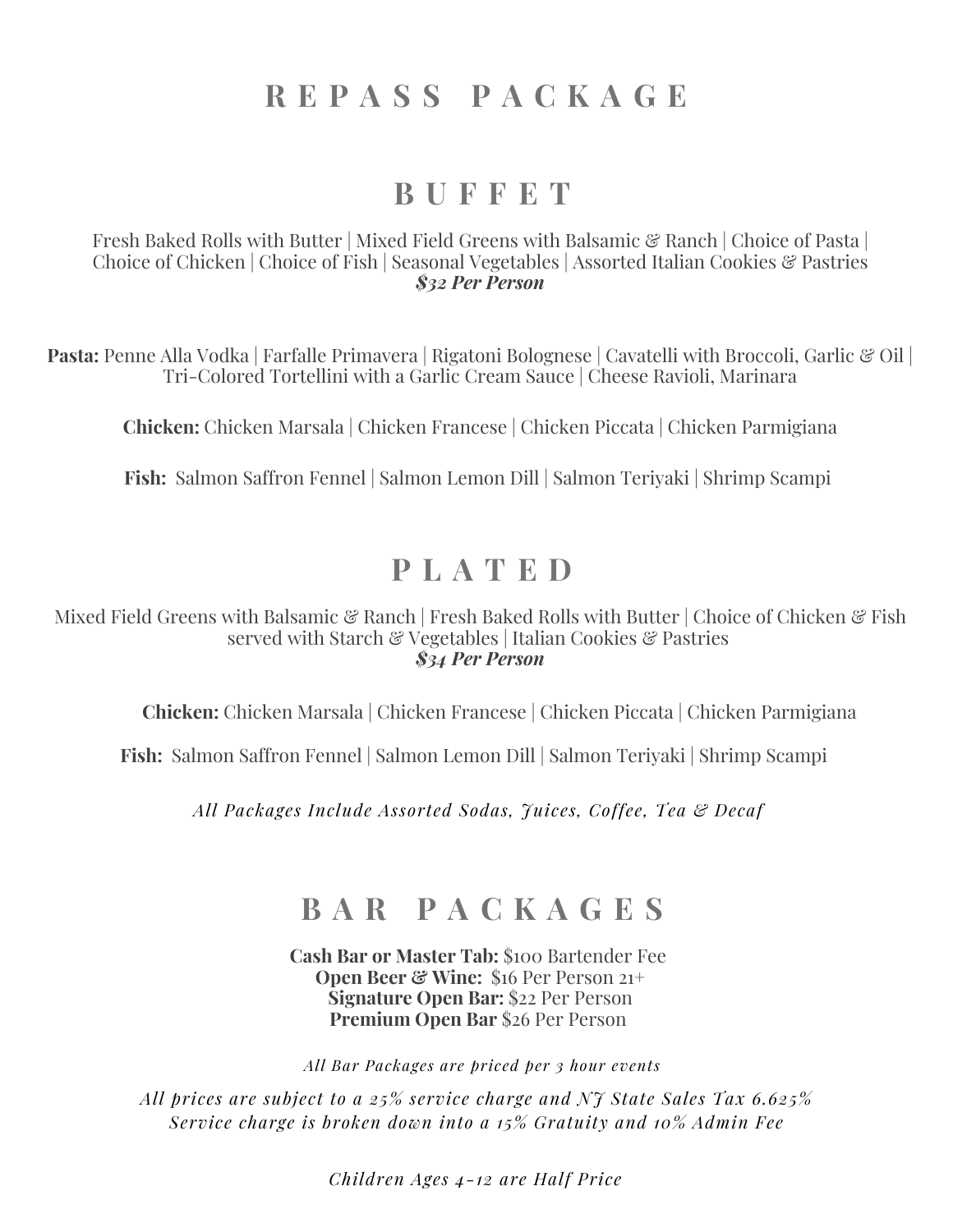# R E P A S S  P A C K A G E

## B U F F E T

Fresh Baked Rolls with Butter | Mixed Field Greens with Balsamic & Ranch | Choice of Pasta | Choice of Chicken | Choice of Fish | Seasonal Vegetables | Assorted Italian Cookies & Pastries
***$32 Per Person***

**Pasta:** Penne Alla Vodka | Farfalle Primavera | Rigatoni Bolognese | Cavatelli with Broccoli, Garlic & Oil | Tri-Colored Tortellini with a Garlic Cream Sauce | Cheese Ravioli, Marinara

**Chicken:** Chicken Marsala | Chicken Francese | Chicken Piccata | Chicken Parmigiana

**Fish:** Salmon Saffron Fennel | Salmon Lemon Dill | Salmon Teriyaki | Shrimp Scampi

## P L A T E D

Mixed Field Greens with Balsamic & Ranch | Fresh Baked Rolls with Butter | Choice of Chicken & Fish served with Starch & Vegetables | Italian Cookies & Pastries
***$34 Per Person***

**Chicken:** Chicken Marsala | Chicken Francese | Chicken Piccata | Chicken Parmigiana

**Fish:** Salmon Saffron Fennel | Salmon Lemon Dill | Salmon Teriyaki | Shrimp Scampi

*All Packages Include Assorted Sodas, Juices, Coffee, Tea & Decaf*

## B A R  P A C K A G E S

**Cash Bar or Master Tab:** $100 Bartender Fee
**Open Beer & Wine:** $16 Per Person 21+
**Signature Open Bar:** $22 Per Person
**Premium Open Bar** $26 Per Person

*All Bar Packages are priced per 3 hour events*

*All prices are subject to a 25% service charge and NJ State Sales Tax 6.625%*
*Service charge is broken down into a 15% Gratuity and 10% Admin Fee*

*Children Ages 4-12 are Half Price*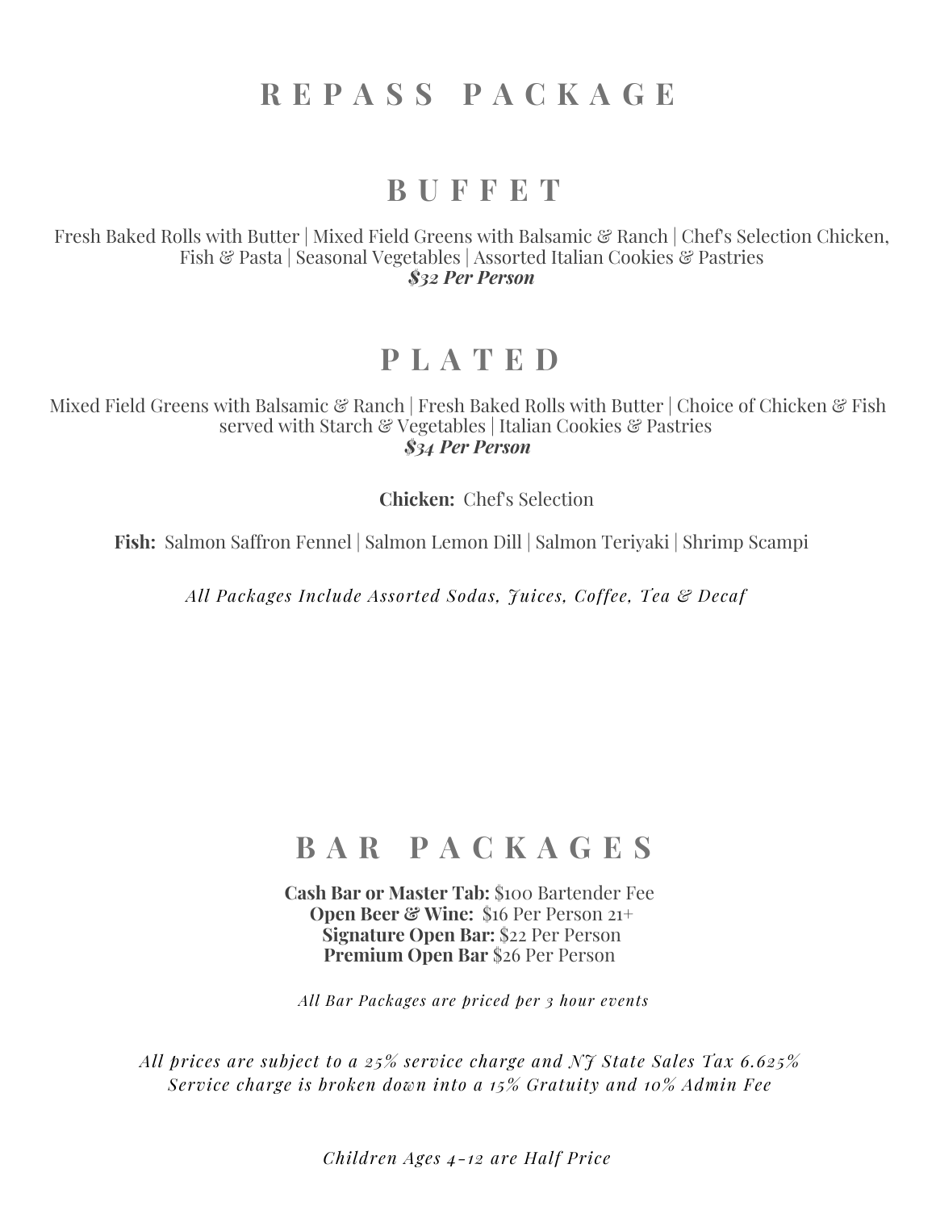# REPASS PACKAGE

## BUFFET

Fresh Baked Rolls with Butter | Mixed Field Greens with Balsamic & Ranch | Chef's Selection Chicken, Fish & Pasta | Seasonal Vegetables | Assorted Italian Cookies & Pastries

***$32 Per Person***

## PLATED

Mixed Field Greens with Balsamic & Ranch | Fresh Baked Rolls with Butter | Choice of Chicken & Fish served with Starch & Vegetables | Italian Cookies & Pastries

***$34 Per Person***

**Chicken:** Chef's Selection

**Fish:** Salmon Saffron Fennel | Salmon Lemon Dill | Salmon Teriyaki | Shrimp Scampi

*All Packages Include Assorted Sodas, Juices, Coffee, Tea & Decaf*

## BAR PACKAGES

**Cash Bar or Master Tab:** $100 Bartender Fee
**Open Beer & Wine:** $16 Per Person 21+
**Signature Open Bar:** $22 Per Person
**Premium Open Bar** $26 Per Person

*All Bar Packages are priced per 3 hour events*

*All prices are subject to a 25% service charge and NJ State Sales Tax 6.625%*
*Service charge is broken down into a 15% Gratuity and 10% Admin Fee*

*Children Ages 4-12 are Half Price*